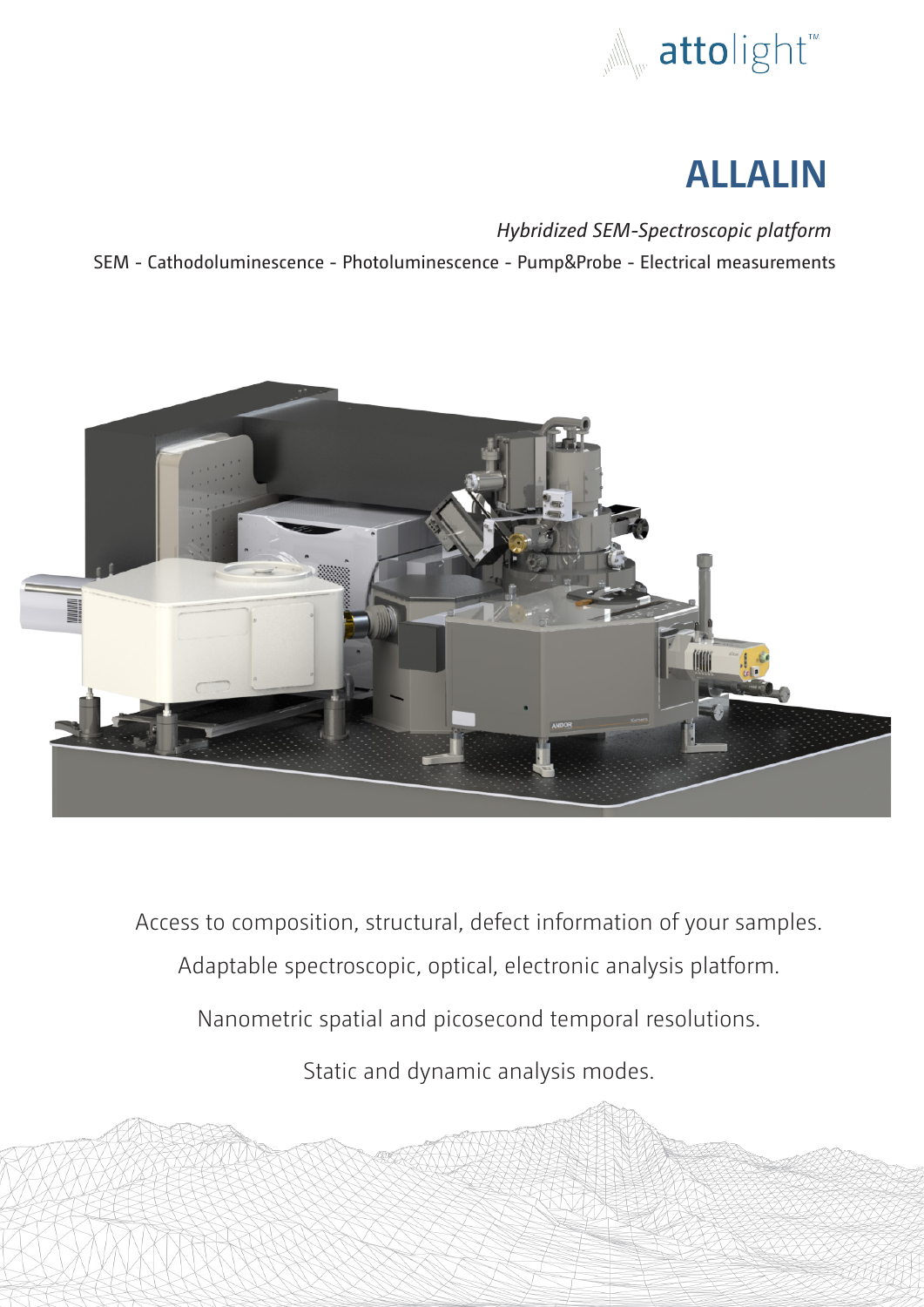attolight™

# ALLALIN

*Hybridized SEM-Spectroscopic platform*

SEM - Cathodoluminescence - Photoluminescence - Pump&Probe - Electrical measurements

Access to composition, structural, defect information of your samples.

Adaptable spectroscopic, optical, electronic analysis platform.

Nanometric spatial and picosecond temporal resolutions.

Static and dynamic analysis modes.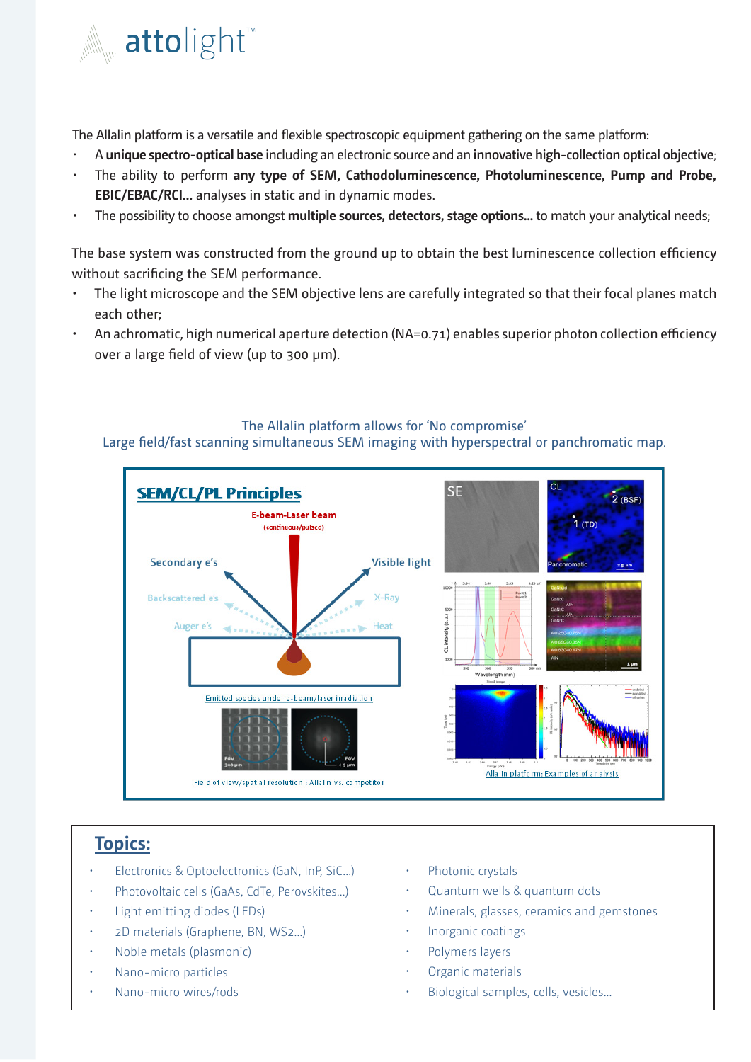The Allalin platform is a versatile and flexible spectroscopic equipment gathering on the same platform:

- A **unique spectro-optical base** including an electronic source and an **innovative high-collection optical objective**;
- The ability to perform **any type of SEM, Cathodoluminescence, Photoluminescence, Pump and Probe, EBIC/EBAC/RCI...** analyses in static and in dynamic modes.
- The possibility to choose amongst **multiple sources, detectors, stage options...** to match your analytical needs;

The base system was constructed from the ground up to obtain the best luminescence collection efficiency without sacrificing the SEM performance.

- The light microscope and the SEM objective lens are carefully integrated so that their focal planes match each other;
- An achromatic, high numerical aperture detection (NA=0.71) enables superior photon collection efficiency over a large field of view (up to 300 µm).

The Allalin platform allows for 'No compromise'
Large field/fast scanning simultaneous SEM imaging with hyperspectral or panchromatic map.

## Topics:

- Electronics & Optoelectronics (GaN, InP, SiC...)
- Photovoltaic cells (GaAs, CdTe, Perovskites...)
- Light emitting diodes (LEDs)
- 2D materials (Graphene, BN, WS2...)
- Noble metals (plasmonic)
- Nano-micro particles
- Nano-micro wires/rods
- Photonic crystals
- Quantum wells & quantum dots
- Minerals, glasses, ceramics and gemstones
- Inorganic coatings
- Polymers layers
- Organic materials
- Biological samples, cells, vesicles...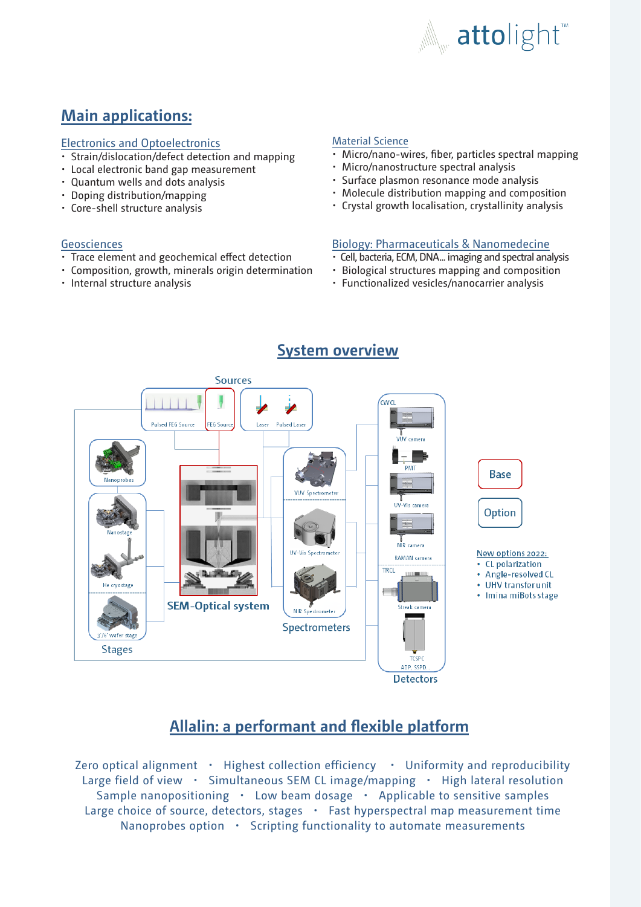## Main applications:

**Electronics and Optoelectronics**

- Strain/dislocation/defect detection and mapping
- Local electronic band gap measurement
- Quantum wells and dots analysis
- Doping distribution/mapping
- Core-shell structure analysis

**Material Science**

- Micro/nano-wires, fiber, particles spectral mapping
- Micro/nanostructure spectral analysis
- Surface plasmon resonance mode analysis
- Molecule distribution mapping and composition
- Crystal growth localisation, crystallinity analysis

**Geosciences**

- Trace element and geochemical effect detection
- Composition, growth, minerals origin determination
- Internal structure analysis

**Biology: Pharmaceuticals & Nanomedecine**

- Cell, bacteria, ECM, DNA... imaging and spectral analysis
- Biological structures mapping and composition
- Functionalized vesicles/nanocarrier analysis

## System overview

Sources: Pulsed FEG Source, FEG Source, Laser, Pulsed Laser

Stages: Nanoprobes, Nanostage, He cryostage, 3"/6" wafer stage

SEM-Optical system

Spectrometers: VUV Spectrometer, UV-Vis Spectrometer, NIR Spectrometer

Detectors: CW CL — VUV camera, PMT, UV-Vis camera, NIR camera, RAMAN camera; TRCL — Streak camera, TCSPC APD, SSPD...

Base

Option

New options 2022:

- CL polarization
- Angle-resolved CL
- UHV transfer unit
- Imina miBots stage

## Allalin: a performant and flexible platform

Zero optical alignment • Highest collection efficiency • Uniformity and reproducibility
Large field of view • Simultaneous SEM CL image/mapping • High lateral resolution
Sample nanopositioning • Low beam dosage • Applicable to sensitive samples
Large choice of source, detectors, stages • Fast hyperspectral map measurement time
Nanoprobes option • Scripting functionality to automate measurements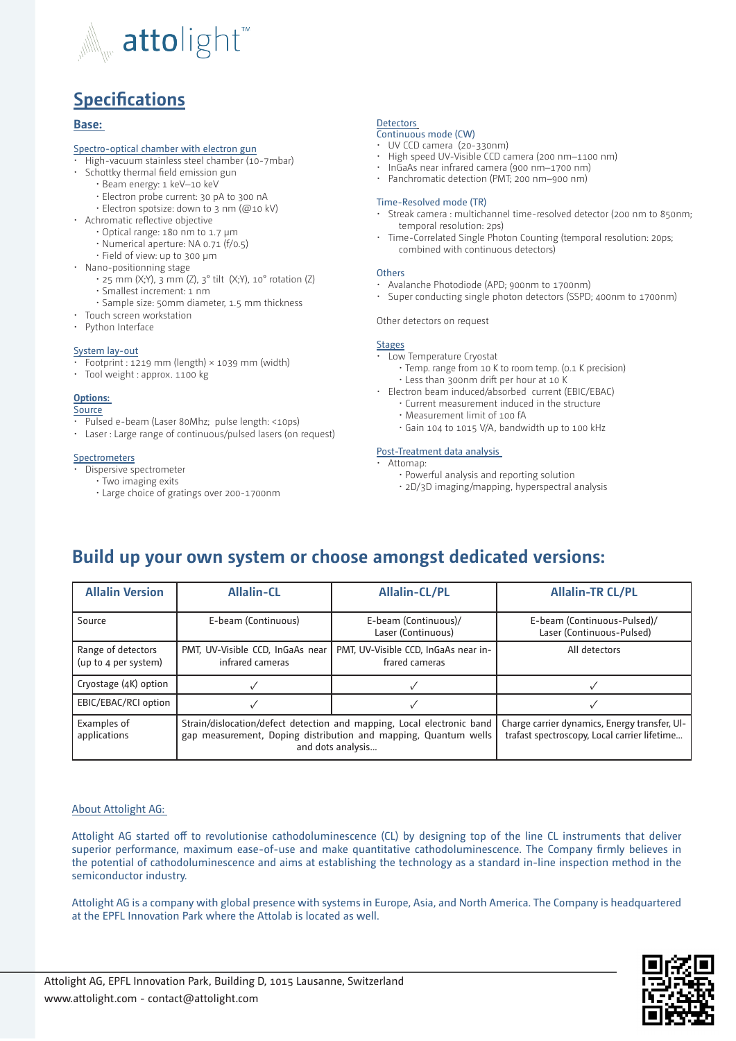attolight™

# Specifications

## Base:

Spectro-optical chamber with electron gun

- High-vacuum stainless steel chamber (10-7mbar)
- Schottky thermal field emission gun
  - Beam energy: 1 keV–10 keV
  - Electron probe current: 30 pA to 300 nA
  - Electron spotsize: down to 3 nm (@10 kV)
- Achromatic reflective objective
  - Optical range: 180 nm to 1.7 µm
  - Numerical aperture: NA 0.71 (f/0.5)
  - Field of view: up to 300 µm
- Nano-positionning stage
  - 25 mm (X;Y), 3 mm (Z), 3° tilt (X;Y), 10° rotation (Z)
  - Smallest increment: 1 nm
  - Sample size: 50mm diameter, 1.5 mm thickness
- Touch screen workstation
- Python Interface

System lay-out

- Footprint : 1219 mm (length) × 1039 mm (width)
- Tool weight : approx. 1100 kg

**Options:**

Source

- Pulsed e-beam (Laser 80Mhz; pulse length: <10ps)
- Laser : Large range of continuous/pulsed lasers (on request)

Spectrometers

- Dispersive spectrometer
  - Two imaging exits
  - Large choice of gratings over 200-1700nm

Detectors

Continuous mode (CW)

- UV CCD camera (20-330nm)
- High speed UV-Visible CCD camera (200 nm–1100 nm)
- InGaAs near infrared camera (900 nm–1700 nm)
- Panchromatic detection (PMT; 200 nm–900 nm)

Time-Resolved mode (TR)

- Streak camera : multichannel time-resolved detector (200 nm to 850nm; temporal resolution: 2ps)
- Time-Correlated Single Photon Counting (temporal resolution: 20ps; combined with continuous detectors)

Others

- Avalanche Photodiode (APD; 900nm to 1700nm)
- Super conducting single photon detectors (SSPD; 400nm to 1700nm)

Other detectors on request

Stages

- Low Temperature Cryostat
  - Temp. range from 10 K to room temp. (0.1 K precision)
  - Less than 300nm drift per hour at 10 K
- Electron beam induced/absorbed current (EBIC/EBAC)
  - Current measurement induced in the structure
  - Measurement limit of 100 fA
  - Gain 104 to 1015 V/A, bandwidth up to 100 kHz

Post-Treatment data analysis

- Attomap:
  - Powerful analysis and reporting solution
  - 2D/3D imaging/mapping, hyperspectral analysis

## Build up your own system or choose amongst dedicated versions:

| Allalin Version | Allalin-CL | Allalin-CL/PL | Allalin-TR CL/PL |
|---|---|---|---|
| Source | E-beam (Continuous) | E-beam (Continuous)/ Laser (Continuous) | E-beam (Continuous-Pulsed)/ Laser (Continuous-Pulsed) |
| Range of detectors (up to 4 per system) | PMT, UV-Visible CCD, InGaAs near infrared cameras | PMT, UV-Visible CCD, InGaAs near infrared cameras | All detectors |
| Cryostage (4K) option | ✓ | ✓ | ✓ |
| EBIC/EBAC/RCI option | ✓ | ✓ | ✓ |
| Examples of applications | Strain/dislocation/defect detection and mapping, Local electronic band gap measurement, Doping distribution and mapping, Quantum wells and dots analysis... | | Charge carrier dynamics, Energy transfer, Ultrafast spectroscopy, Local carrier lifetime... |

About Attolight AG:

Attolight AG started off to revolutionise cathodoluminescence (CL) by designing top of the line CL instruments that deliver superior performance, maximum ease-of-use and make quantitative cathodoluminescence. The Company firmly believes in the potential of cathodoluminescence and aims at establishing the technology as a standard in-line inspection method in the semiconductor industry.

Attolight AG is a company with global presence with systems in Europe, Asia, and North America. The Company is headquartered at the EPFL Innovation Park where the Attolab is located as well.

Attolight AG, EPFL Innovation Park, Building D, 1015 Lausanne, Switzerland
www.attolight.com - contact@attolight.com